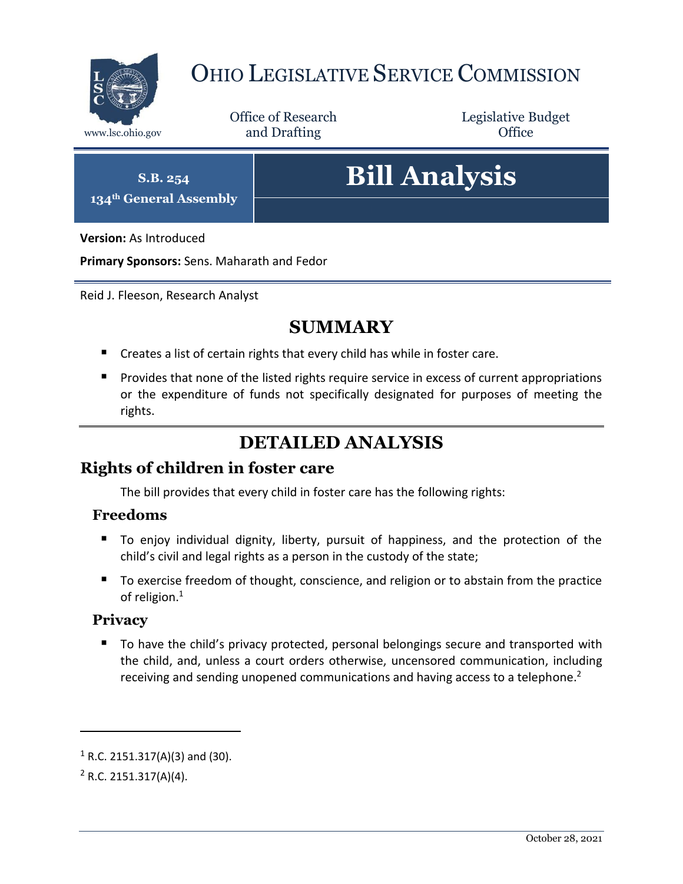# OHIO LEGISLATIVE SERVICE COMMISSION

www.lsc.ohio.gov

Office of Research and Drafting

Legislative Budget Office

**S.B. 254**
**134th General Assembly**

# Bill Analysis

**Version:** As Introduced

**Primary Sponsors:** Sens. Maharath and Fedor

Reid J. Fleeson, Research Analyst

## SUMMARY

- Creates a list of certain rights that every child has while in foster care.
- Provides that none of the listed rights require service in excess of current appropriations or the expenditure of funds not specifically designated for purposes of meeting the rights.

## DETAILED ANALYSIS

### Rights of children in foster care

The bill provides that every child in foster care has the following rights:

#### Freedoms

- To enjoy individual dignity, liberty, pursuit of happiness, and the protection of the child's civil and legal rights as a person in the custody of the state;
- To exercise freedom of thought, conscience, and religion or to abstain from the practice of religion.[1]

#### Privacy

- To have the child's privacy protected, personal belongings secure and transported with the child, and, unless a court orders otherwise, uncensored communication, including receiving and sending unopened communications and having access to a telephone.[2]

[1] R.C. 2151.317(A)(3) and (30).

[2] R.C. 2151.317(A)(4).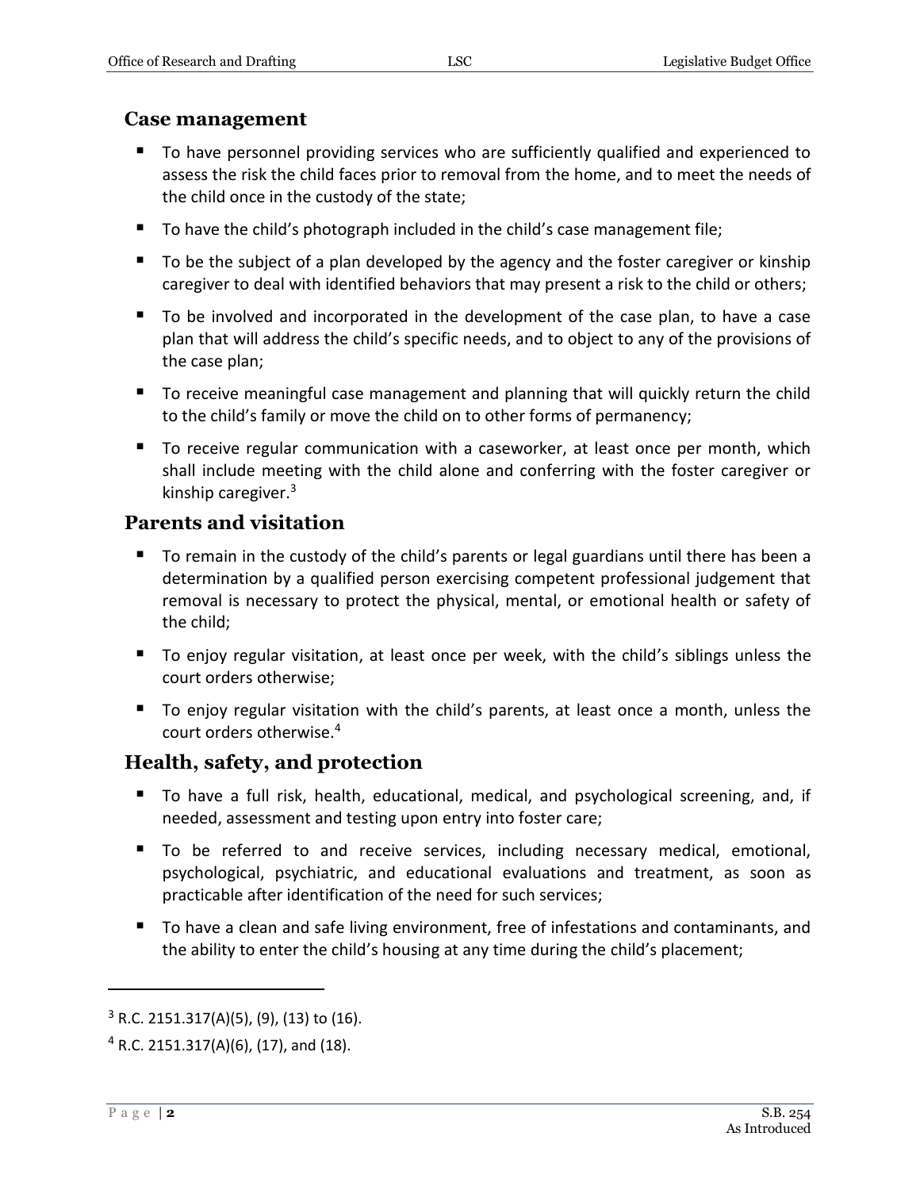## Case management

- To have personnel providing services who are sufficiently qualified and experienced to assess the risk the child faces prior to removal from the home, and to meet the needs of the child once in the custody of the state;
- To have the child's photograph included in the child's case management file;
- To be the subject of a plan developed by the agency and the foster caregiver or kinship caregiver to deal with identified behaviors that may present a risk to the child or others;
- To be involved and incorporated in the development of the case plan, to have a case plan that will address the child's specific needs, and to object to any of the provisions of the case plan;
- To receive meaningful case management and planning that will quickly return the child to the child's family or move the child on to other forms of permanency;
- To receive regular communication with a caseworker, at least once per month, which shall include meeting with the child alone and conferring with the foster caregiver or kinship caregiver.[3]

## Parents and visitation

- To remain in the custody of the child's parents or legal guardians until there has been a determination by a qualified person exercising competent professional judgement that removal is necessary to protect the physical, mental, or emotional health or safety of the child;
- To enjoy regular visitation, at least once per week, with the child's siblings unless the court orders otherwise;
- To enjoy regular visitation with the child's parents, at least once a month, unless the court orders otherwise.[4]

## Health, safety, and protection

- To have a full risk, health, educational, medical, and psychological screening, and, if needed, assessment and testing upon entry into foster care;
- To be referred to and receive services, including necessary medical, emotional, psychological, psychiatric, and educational evaluations and treatment, as soon as practicable after identification of the need for such services;
- To have a clean and safe living environment, free of infestations and contaminants, and the ability to enter the child's housing at any time during the child's placement;

---

[3] R.C. 2151.317(A)(5), (9), (13) to (16).

[4] R.C. 2151.317(A)(6), (17), and (18).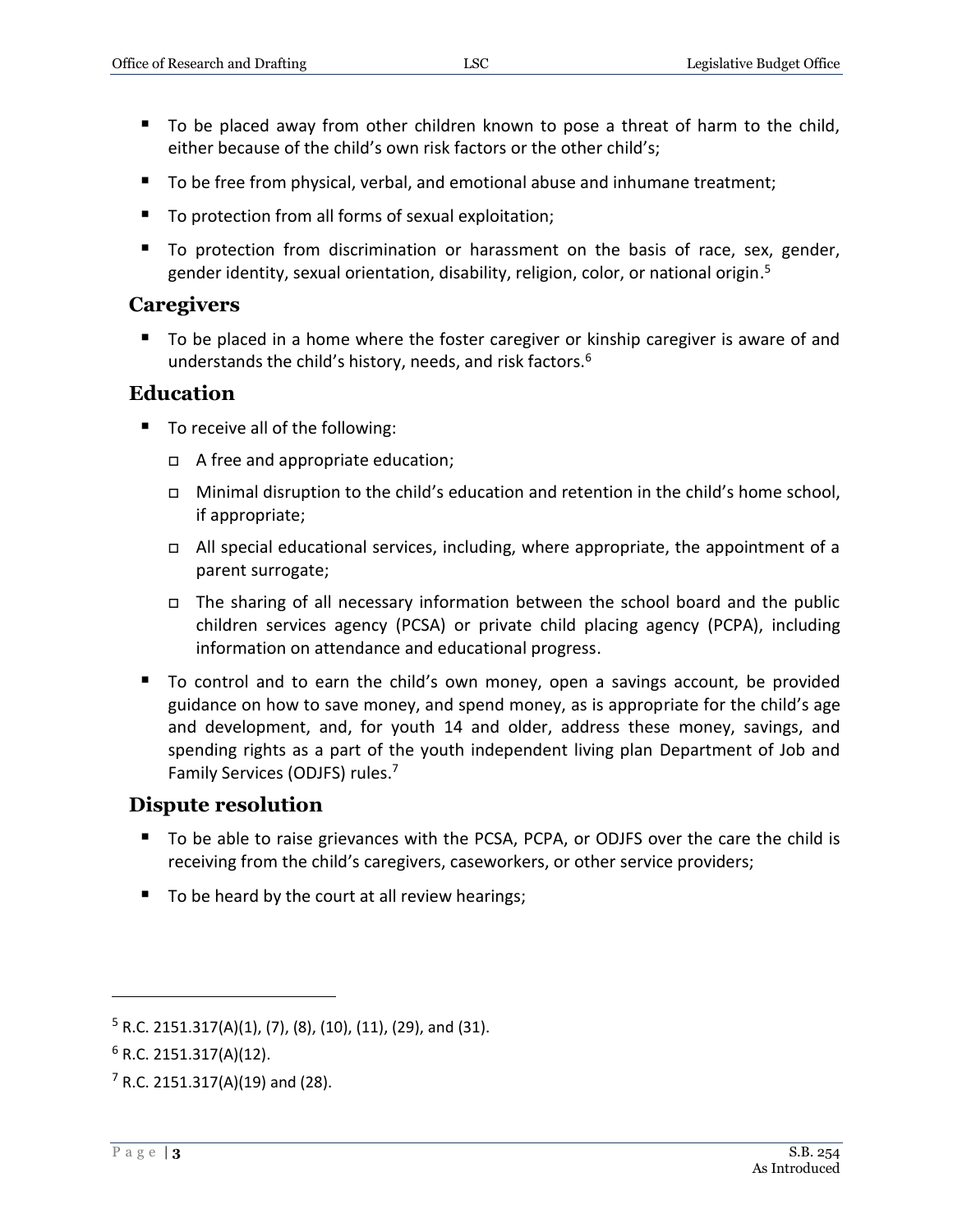- To be placed away from other children known to pose a threat of harm to the child, either because of the child's own risk factors or the other child's;
- To be free from physical, verbal, and emotional abuse and inhumane treatment;
- To protection from all forms of sexual exploitation;
- To protection from discrimination or harassment on the basis of race, sex, gender, gender identity, sexual orientation, disability, religion, color, or national origin.[5]

## Caregivers

- To be placed in a home where the foster caregiver or kinship caregiver is aware of and understands the child's history, needs, and risk factors.[6]

## Education

- To receive all of the following:
  - A free and appropriate education;
  - Minimal disruption to the child's education and retention in the child's home school, if appropriate;
  - All special educational services, including, where appropriate, the appointment of a parent surrogate;
  - The sharing of all necessary information between the school board and the public children services agency (PCSA) or private child placing agency (PCPA), including information on attendance and educational progress.
- To control and to earn the child's own money, open a savings account, be provided guidance on how to save money, and spend money, as is appropriate for the child's age and development, and, for youth 14 and older, address these money, savings, and spending rights as a part of the youth independent living plan Department of Job and Family Services (ODJFS) rules.[7]

## Dispute resolution

- To be able to raise grievances with the PCSA, PCPA, or ODJFS over the care the child is receiving from the child's caregivers, caseworkers, or other service providers;
- To be heard by the court at all review hearings;

---

[5] R.C. 2151.317(A)(1), (7), (8), (10), (11), (29), and (31).

[6] R.C. 2151.317(A)(12).

[7] R.C. 2151.317(A)(19) and (28).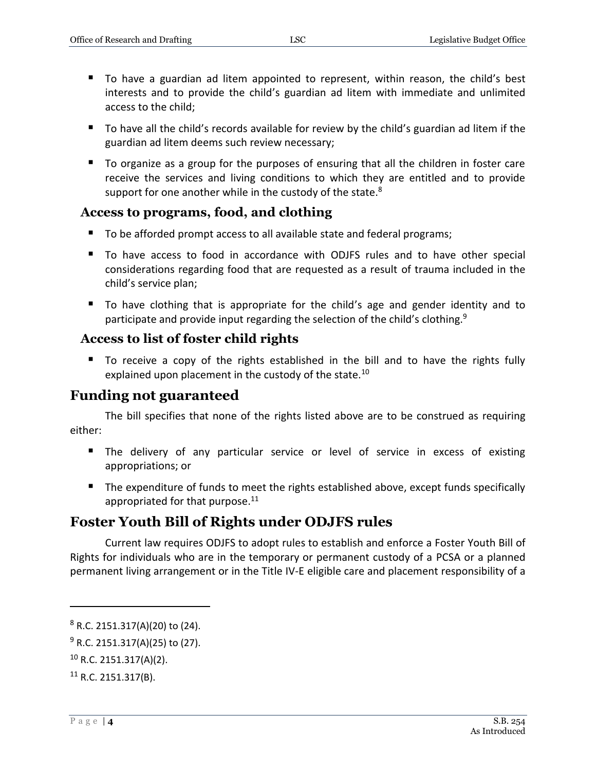- To have a guardian ad litem appointed to represent, within reason, the child's best interests and to provide the child's guardian ad litem with immediate and unlimited access to the child;
- To have all the child's records available for review by the child's guardian ad litem if the guardian ad litem deems such review necessary;
- To organize as a group for the purposes of ensuring that all the children in foster care receive the services and living conditions to which they are entitled and to provide support for one another while in the custody of the state.[8]

### Access to programs, food, and clothing

- To be afforded prompt access to all available state and federal programs;
- To have access to food in accordance with ODJFS rules and to have other special considerations regarding food that are requested as a result of trauma included in the child's service plan;
- To have clothing that is appropriate for the child's age and gender identity and to participate and provide input regarding the selection of the child's clothing.[9]

### Access to list of foster child rights

- To receive a copy of the rights established in the bill and to have the rights fully explained upon placement in the custody of the state.[10]

## Funding not guaranteed

The bill specifies that none of the rights listed above are to be construed as requiring either:

- The delivery of any particular service or level of service in excess of existing appropriations; or
- The expenditure of funds to meet the rights established above, except funds specifically appropriated for that purpose.[11]

## Foster Youth Bill of Rights under ODJFS rules

Current law requires ODJFS to adopt rules to establish and enforce a Foster Youth Bill of Rights for individuals who are in the temporary or permanent custody of a PCSA or a planned permanent living arrangement or in the Title IV-E eligible care and placement responsibility of a

---

[8] R.C. 2151.317(A)(20) to (24).

[9] R.C. 2151.317(A)(25) to (27).

[10] R.C. 2151.317(A)(2).

[11] R.C. 2151.317(B).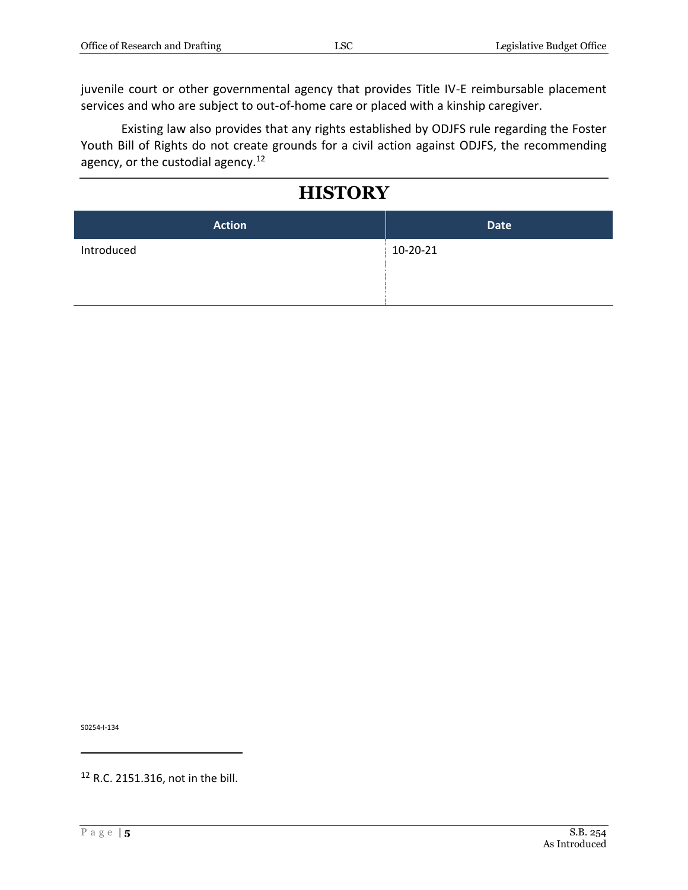juvenile court or other governmental agency that provides Title IV-E reimbursable placement services and who are subject to out-of-home care or placed with a kinship caregiver.

Existing law also provides that any rights established by ODJFS rule regarding the Foster Youth Bill of Rights do not create grounds for a civil action against ODJFS, the recommending agency, or the custodial agency.[12]

# HISTORY

| Action | Date |
|---|---|
| Introduced | 10-20-21 |

S0254-I-134

[12] R.C. 2151.316, not in the bill.